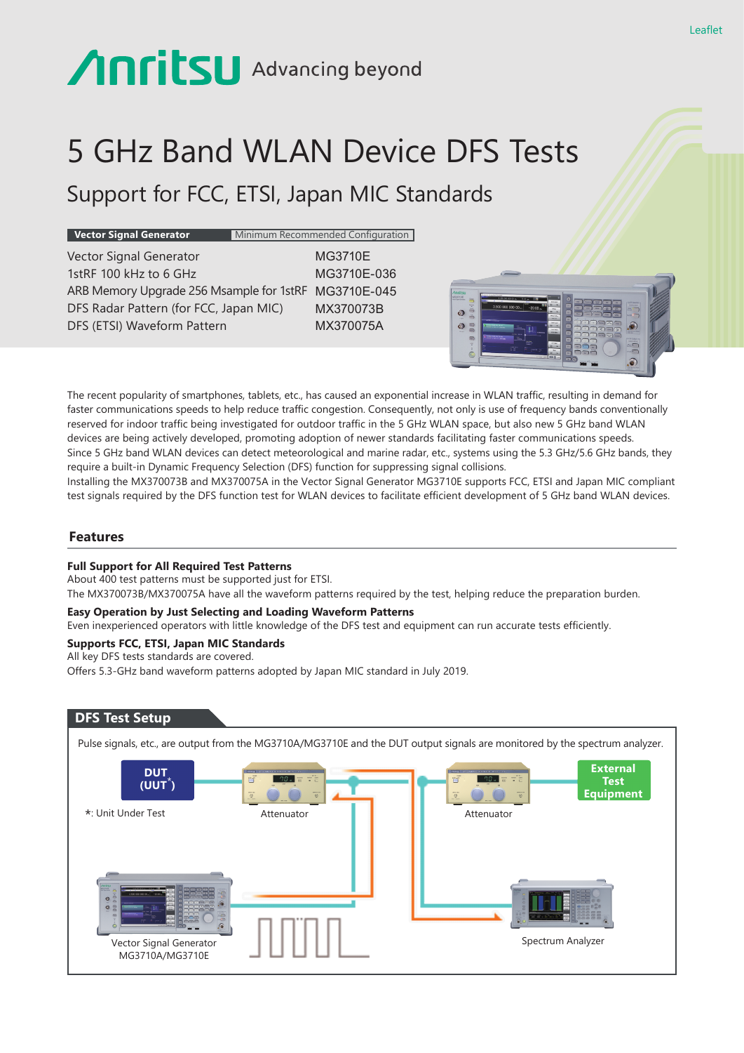Leaflet

Anritsu Advancing beyond

# 5 GHz Band WLAN Device DFS Tests

## Support for FCC, ETSI, Japan MIC Standards

| Vector Signal Generator | Minimum Recommended Configuration |
|---|---|
| Vector Signal Generator | MG3710E |
| 1stRF 100 kHz to 6 GHz | MG3710E-036 |
| ARB Memory Upgrade 256 Msample for 1stRF | MG3710E-045 |
| DFS Radar Pattern (for FCC, Japan MIC) | MX370073B |
| DFS (ETSI) Waveform Pattern | MX370075A |

The recent popularity of smartphones, tablets, etc., has caused an exponential increase in WLAN traffic, resulting in demand for faster communications speeds to help reduce traffic congestion. Consequently, not only is use of frequency bands conventionally reserved for indoor traffic being investigated for outdoor traffic in the 5 GHz WLAN space, but also new 5 GHz band WLAN devices are being actively developed, promoting adoption of newer standards facilitating faster communications speeds.
Since 5 GHz band WLAN devices can detect meteorological and marine radar, etc., systems using the 5.3 GHz/5.6 GHz bands, they require a built-in Dynamic Frequency Selection (DFS) function for suppressing signal collisions.
Installing the MX370073B and MX370075A in the Vector Signal Generator MG3710E supports FCC, ETSI and Japan MIC compliant test signals required by the DFS function test for WLAN devices to facilitate efficient development of 5 GHz band WLAN devices.

## Features

**Full Support for All Required Test Patterns**
About 400 test patterns must be supported just for ETSI.
The MX370073B/MX370075A have all the waveform patterns required by the test, helping reduce the preparation burden.

**Easy Operation by Just Selecting and Loading Waveform Patterns**
Even inexperienced operators with little knowledge of the DFS test and equipment can run accurate tests efficiently.

**Supports FCC, ETSI, Japan MIC Standards**
All key DFS tests standards are covered.
Offers 5.3-GHz band waveform patterns adopted by Japan MIC standard in July 2019.

## DFS Test Setup

Pulse signals, etc., are output from the MG3710A/MG3710E and the DUT output signals are monitored by the spectrum analyzer.

DUT (UUT*)

*: Unit Under Test

Attenuator

Attenuator

External Test Equipment

Vector Signal Generator MG3710A/MG3710E

Spectrum Analyzer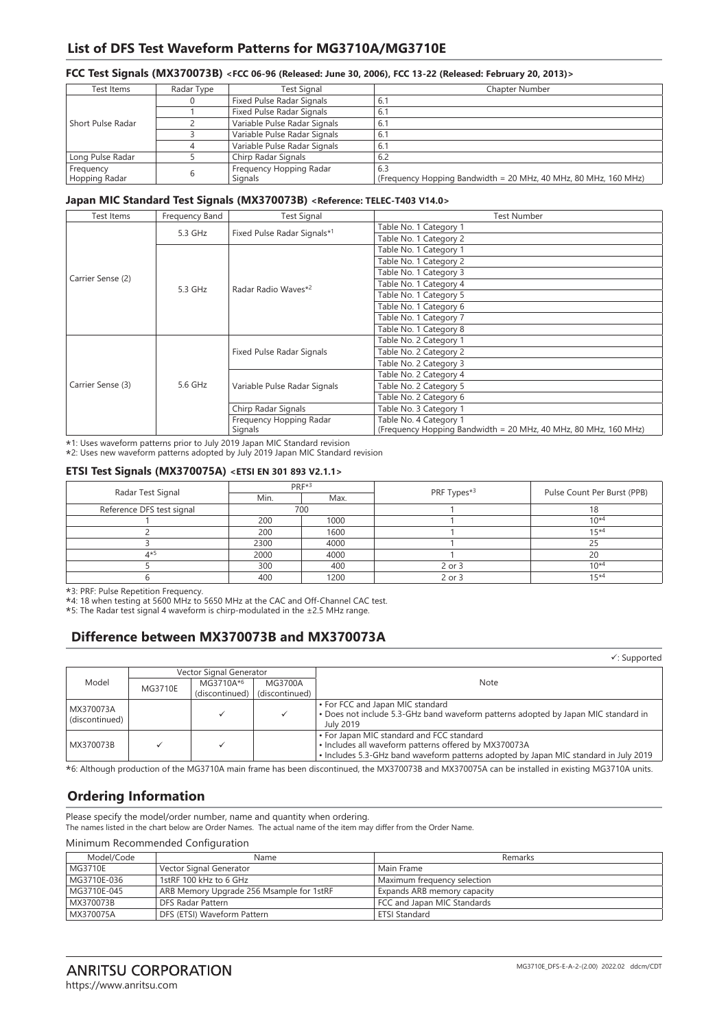# List of DFS Test Waveform Patterns for MG3710A/MG3710E

### FCC Test Signals (MX370073B) <FCC 06-96 (Released: June 30, 2006), FCC 13-22 (Released: February 20, 2013)>

| Test Items | Radar Type | Test Signal | Chapter Number |
|---|---|---|---|
| Short Pulse Radar | 0 | Fixed Pulse Radar Signals | 6.1 |
| | 1 | Fixed Pulse Radar Signals | 6.1 |
| | 2 | Variable Pulse Radar Signals | 6.1 |
| | 3 | Variable Pulse Radar Signals | 6.1 |
| | 4 | Variable Pulse Radar Signals | 6.1 |
| Long Pulse Radar | 5 | Chirp Radar Signals | 6.2 |
| Frequency Hopping Radar | 6 | Frequency Hopping Radar Signals | 6.3 (Frequency Hopping Bandwidth = 20 MHz, 40 MHz, 80 MHz, 160 MHz) |

### Japan MIC Standard Test Signals (MX370073B) <Reference: TELEC-T403 V14.0>

| Test Items | Frequency Band | Test Signal | Test Number |
|---|---|---|---|
| Carrier Sense (2) | 5.3 GHz | Fixed Pulse Radar Signals*1 | Table No. 1 Category 1 |
| | | | Table No. 1 Category 2 |
| | 5.3 GHz | Radar Radio Waves*2 | Table No. 1 Category 1 |
| | | | Table No. 1 Category 2 |
| | | | Table No. 1 Category 3 |
| | | | Table No. 1 Category 4 |
| | | | Table No. 1 Category 5 |
| | | | Table No. 1 Category 6 |
| | | | Table No. 1 Category 7 |
| | | | Table No. 1 Category 8 |
| Carrier Sense (3) | 5.6 GHz | Fixed Pulse Radar Signals | Table No. 2 Category 1 |
| | | | Table No. 2 Category 2 |
| | | | Table No. 2 Category 3 |
| | | Variable Pulse Radar Signals | Table No. 2 Category 4 |
| | | | Table No. 2 Category 5 |
| | | | Table No. 2 Category 6 |
| | | Chirp Radar Signals | Table No. 3 Category 1 |
| | | Frequency Hopping Radar Signals | Table No. 4 Category 1 (Frequency Hopping Bandwidth = 20 MHz, 40 MHz, 80 MHz, 160 MHz) |

*1: Uses waveform patterns prior to July 2019 Japan MIC Standard revision
*2: Uses new waveform patterns adopted by July 2019 Japan MIC Standard revision

### ETSI Test Signals (MX370075A) <ETSI EN 301 893 V2.1.1>

| Radar Test Signal | PRF*3 | | PRF Types*3 | Pulse Count Per Burst (PPB) |
|---|---|---|---|---|
| | Min. | Max. | | |
| Reference DFS test signal | 700 | | 1 | 18 |
| 1 | 200 | 1000 | 1 | 10*4 |
| 2 | 200 | 1600 | 1 | 15*4 |
| 3 | 2300 | 4000 | 1 | 25 |
| 4*5 | 2000 | 4000 | 1 | 20 |
| 5 | 300 | 400 | 2 or 3 | 10*4 |
| 6 | 400 | 1200 | 2 or 3 | 15*4 |

*3: PRF: Pulse Repetition Frequency.
*4: 18 when testing at 5600 MHz to 5650 MHz at the CAC and Off-Channel CAC test.
*5: The Radar test signal 4 waveform is chirp-modulated in the ±2.5 MHz range.

## Difference between MX370073B and MX370073A

✓: Supported

| Model | Vector Signal Generator | | | Note |
|---|---|---|---|---|
| | MG3710E | MG3710A*6 (discontinued) | MG3700A (discontinued) | |
| MX370073A (discontinued) | | ✓ | ✓ | • For FCC and Japan MIC standard<br>• Does not include 5.3-GHz band waveform patterns adopted by Japan MIC standard in July 2019 |
| MX370073B | ✓ | ✓ | | • For Japan MIC standard and FCC standard<br>• Includes all waveform patterns offered by MX370073A<br>• Includes 5.3-GHz band waveform patterns adopted by Japan MIC standard in July 2019 |

*6: Although production of the MG3710A main frame has been discontinued, the MX370073B and MX370075A can be installed in existing MG3710A units.

## Ordering Information

Please specify the model/order number, name and quantity when ordering.
The names listed in the chart below are Order Names. The actual name of the item may differ from the Order Name.

Minimum Recommended Configuration

| Model/Code | Name | Remarks |
|---|---|---|
| MG3710E | Vector Signal Generator | Main Frame |
| MG3710E-036 | 1stRF 100 kHz to 6 GHz | Maximum frequency selection |
| MG3710E-045 | ARB Memory Upgrade 256 Msample for 1stRF | Expands ARB memory capacity |
| MX370073B | DFS Radar Pattern | FCC and Japan MIC Standards |
| MX370075A | DFS (ETSI) Waveform Pattern | ETSI Standard |

ANRITSU CORPORATION
https://www.anritsu.com

MG3710E_DFS-E-A-2-(2.00) 2022.02 ddcm/CDT